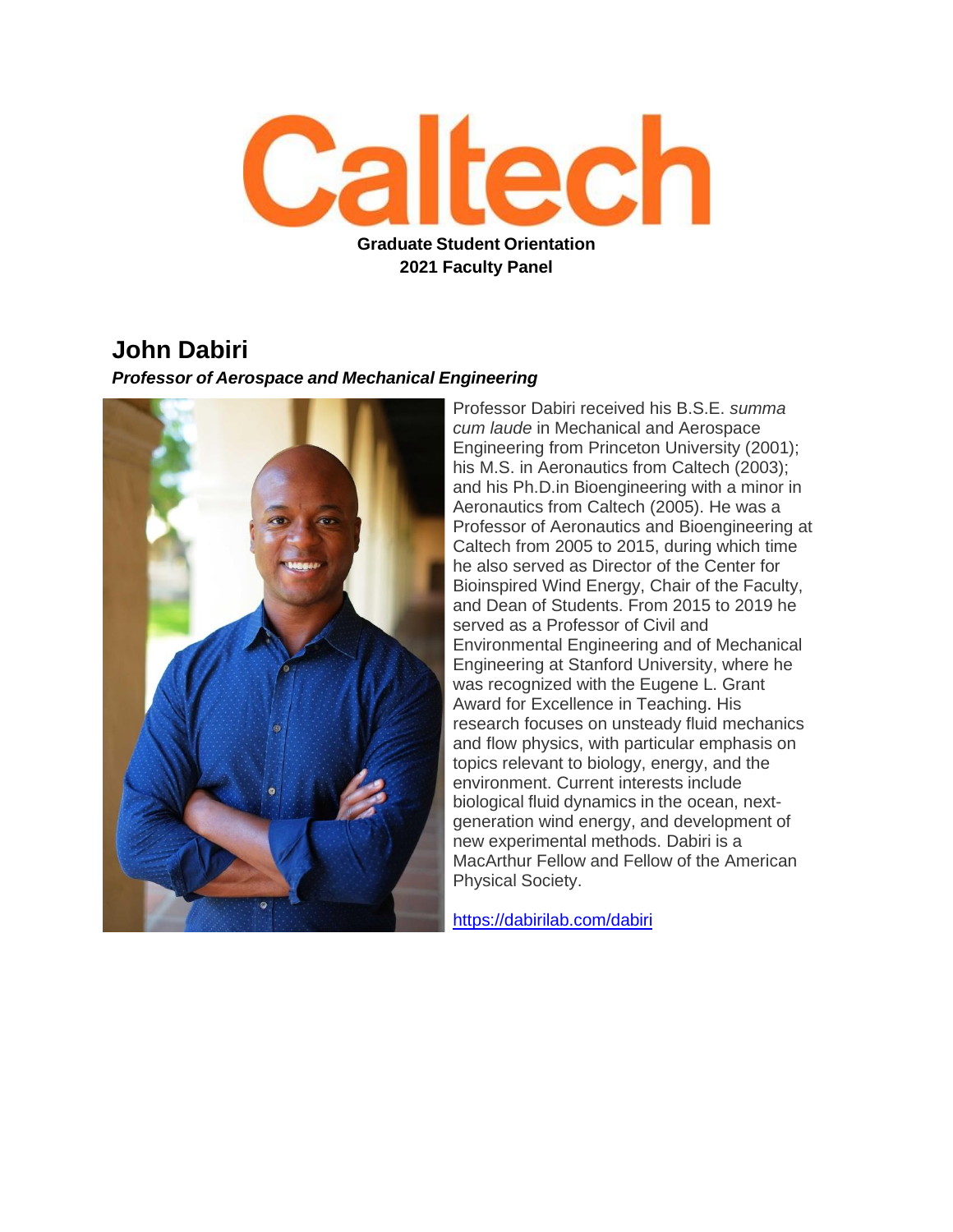Caltech

**Graduate Student Orientation**
**2021 Faculty Panel**

## John Dabiri

***Professor of Aerospace and Mechanical Engineering***

Professor Dabiri received his B.S.E. *summa cum laude* in Mechanical and Aerospace Engineering from Princeton University (2001); his M.S. in Aeronautics from Caltech (2003); and his Ph.D.in Bioengineering with a minor in Aeronautics from Caltech (2005). He was a Professor of Aeronautics and Bioengineering at Caltech from 2005 to 2015, during which time he also served as Director of the Center for Bioinspired Wind Energy, Chair of the Faculty, and Dean of Students. From 2015 to 2019 he served as a Professor of Civil and Environmental Engineering and of Mechanical Engineering at Stanford University, where he was recognized with the Eugene L. Grant Award for Excellence in Teaching. His research focuses on unsteady fluid mechanics and flow physics, with particular emphasis on topics relevant to biology, energy, and the environment. Current interests include biological fluid dynamics in the ocean, next-generation wind energy, and development of new experimental methods. Dabiri is a MacArthur Fellow and Fellow of the American Physical Society.

https://dabirilab.com/dabiri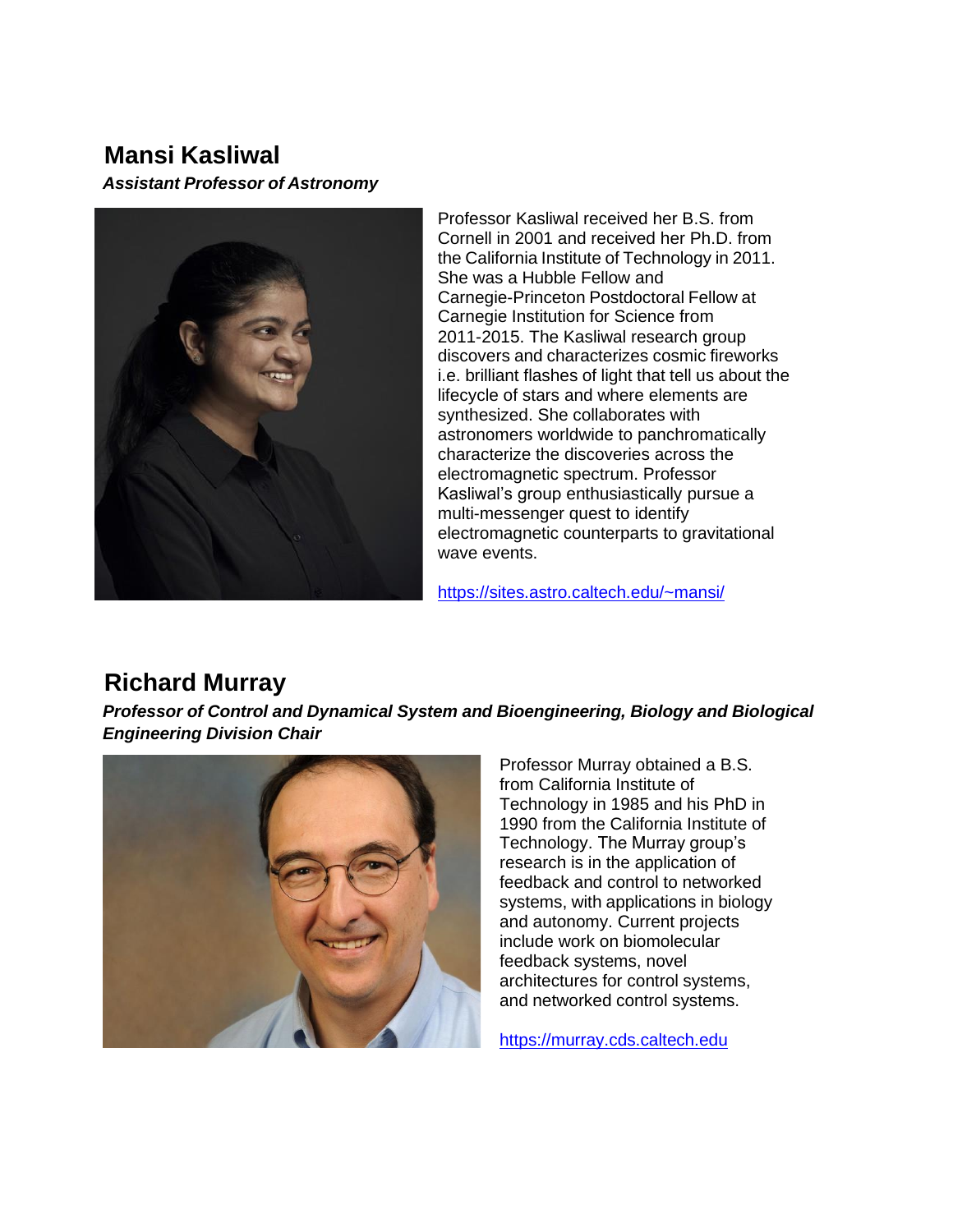## Mansi Kasliwal

***Assistant Professor of Astronomy***

Professor Kasliwal received her B.S. from Cornell in 2001 and received her Ph.D. from the California Institute of Technology in 2011. She was a Hubble Fellow and Carnegie-Princeton Postdoctoral Fellow at Carnegie Institution for Science from 2011-2015. The Kasliwal research group discovers and characterizes cosmic fireworks i.e. brilliant flashes of light that tell us about the lifecycle of stars and where elements are synthesized. She collaborates with astronomers worldwide to panchromatically characterize the discoveries across the electromagnetic spectrum. Professor Kasliwal's group enthusiastically pursue a multi-messenger quest to identify electromagnetic counterparts to gravitational wave events.

https://sites.astro.caltech.edu/~mansi/

## Richard Murray

***Professor of Control and Dynamical System and Bioengineering, Biology and Biological Engineering Division Chair***

Professor Murray obtained a B.S. from California Institute of Technology in 1985 and his PhD in 1990 from the California Institute of Technology. The Murray group's research is in the application of feedback and control to networked systems, with applications in biology and autonomy. Current projects include work on biomolecular feedback systems, novel architectures for control systems, and networked control systems.

https://murray.cds.caltech.edu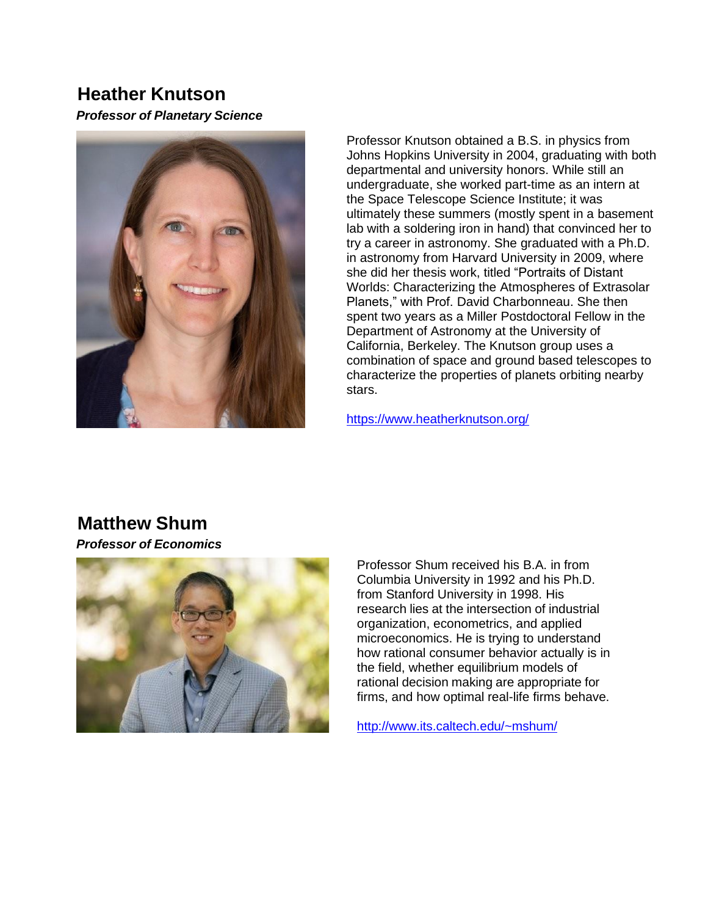## Heather Knutson

***Professor of Planetary Science***

Professor Knutson obtained a B.S. in physics from Johns Hopkins University in 2004, graduating with both departmental and university honors. While still an undergraduate, she worked part-time as an intern at the Space Telescope Science Institute; it was ultimately these summers (mostly spent in a basement lab with a soldering iron in hand) that convinced her to try a career in astronomy. She graduated with a Ph.D. in astronomy from Harvard University in 2009, where she did her thesis work, titled "Portraits of Distant Worlds: Characterizing the Atmospheres of Extrasolar Planets," with Prof. David Charbonneau. She then spent two years as a Miller Postdoctoral Fellow in the Department of Astronomy at the University of California, Berkeley. The Knutson group uses a combination of space and ground based telescopes to characterize the properties of planets orbiting nearby stars.

https://www.heatherknutson.org/

## Matthew Shum

***Professor of Economics***

Professor Shum received his B.A. in from Columbia University in 1992 and his Ph.D. from Stanford University in 1998. His research lies at the intersection of industrial organization, econometrics, and applied microeconomics. He is trying to understand how rational consumer behavior actually is in the field, whether equilibrium models of rational decision making are appropriate for firms, and how optimal real-life firms behave.

http://www.its.caltech.edu/~mshum/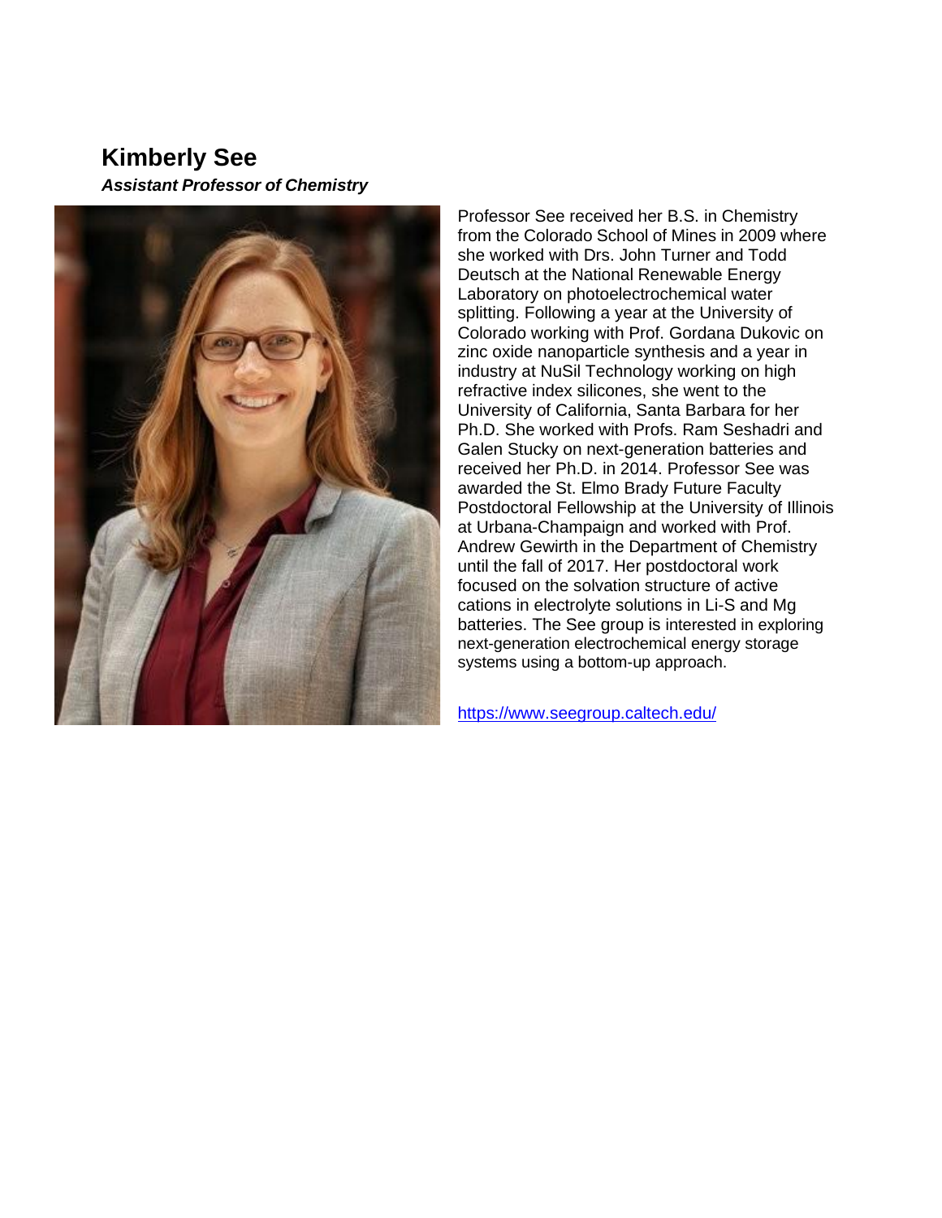## Kimberly See

***Assistant Professor of Chemistry***

Professor See received her B.S. in Chemistry from the Colorado School of Mines in 2009 where she worked with Drs. John Turner and Todd Deutsch at the National Renewable Energy Laboratory on photoelectrochemical water splitting. Following a year at the University of Colorado working with Prof. Gordana Dukovic on zinc oxide nanoparticle synthesis and a year in industry at NuSil Technology working on high refractive index silicones, she went to the University of California, Santa Barbara for her Ph.D. She worked with Profs. Ram Seshadri and Galen Stucky on next-generation batteries and received her Ph.D. in 2014. Professor See was awarded the St. Elmo Brady Future Faculty Postdoctoral Fellowship at the University of Illinois at Urbana-Champaign and worked with Prof. Andrew Gewirth in the Department of Chemistry until the fall of 2017. Her postdoctoral work focused on the solvation structure of active cations in electrolyte solutions in Li-S and Mg batteries. The See group is interested in exploring next-generation electrochemical energy storage systems using a bottom-up approach.

https://www.seegroup.caltech.edu/